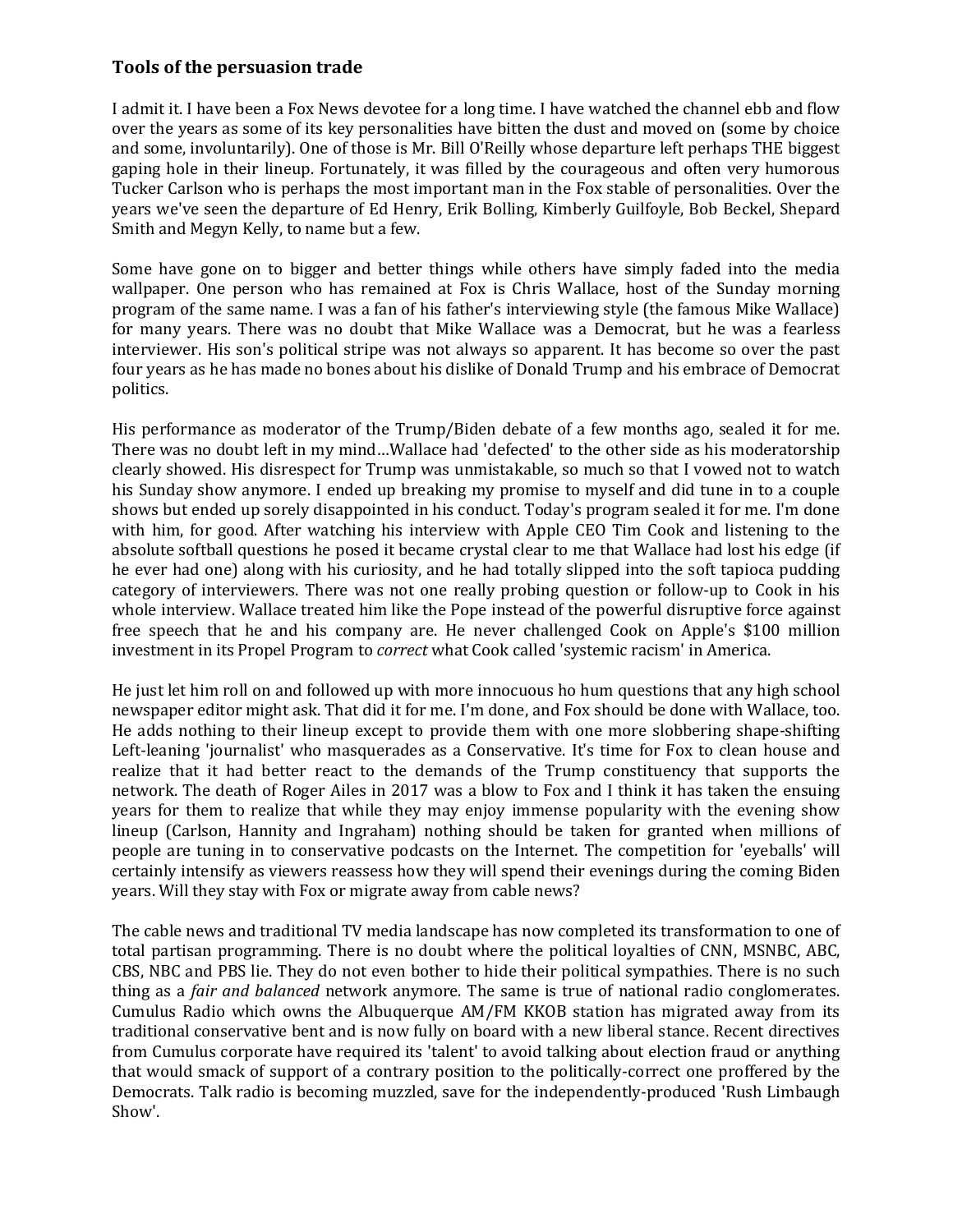### Tools of the persuasion trade

I admit it. I have been a Fox News devotee for a long time. I have watched the channel ebb and flow over the years as some of its key personalities have bitten the dust and moved on (some by choice and some, involuntarily). One of those is Mr. Bill O'Reilly whose departure left perhaps THE biggest gaping hole in their lineup. Fortunately, it was filled by the courageous and often very humorous Tucker Carlson who is perhaps the most important man in the Fox stable of personalities. Over the years we've seen the departure of Ed Henry, Erik Bolling, Kimberly Guilfoyle, Bob Beckel, Shepard Smith and Megyn Kelly, to name but a few.

Some have gone on to bigger and better things while others have simply faded into the media wallpaper. One person who has remained at Fox is Chris Wallace, host of the Sunday morning program of the same name. I was a fan of his father's interviewing style (the famous Mike Wallace) for many years. There was no doubt that Mike Wallace was a Democrat, but he was a fearless interviewer. His son's political stripe was not always so apparent. It has become so over the past four years as he has made no bones about his dislike of Donald Trump and his embrace of Democrat politics.

His performance as moderator of the Trump/Biden debate of a few months ago, sealed it for me. There was no doubt left in my mind…Wallace had 'defected' to the other side as his moderatorship clearly showed. His disrespect for Trump was unmistakable, so much so that I vowed not to watch his Sunday show anymore. I ended up breaking my promise to myself and did tune in to a couple shows but ended up sorely disappointed in his conduct. Today's program sealed it for me. I'm done with him, for good. After watching his interview with Apple CEO Tim Cook and listening to the absolute softball questions he posed it became crystal clear to me that Wallace had lost his edge (if he ever had one) along with his curiosity, and he had totally slipped into the soft tapioca pudding category of interviewers. There was not one really probing question or follow-up to Cook in his whole interview. Wallace treated him like the Pope instead of the powerful disruptive force against free speech that he and his company are. He never challenged Cook on Apple's $100 million investment in its Propel Program to *correct* what Cook called 'systemic racism' in America.

He just let him roll on and followed up with more innocuous ho hum questions that any high school newspaper editor might ask. That did it for me. I'm done, and Fox should be done with Wallace, too. He adds nothing to their lineup except to provide them with one more slobbering shape-shifting Left-leaning 'journalist' who masquerades as a Conservative. It's time for Fox to clean house and realize that it had better react to the demands of the Trump constituency that supports the network. The death of Roger Ailes in 2017 was a blow to Fox and I think it has taken the ensuing years for them to realize that while they may enjoy immense popularity with the evening show lineup (Carlson, Hannity and Ingraham) nothing should be taken for granted when millions of people are tuning in to conservative podcasts on the Internet. The competition for 'eyeballs' will certainly intensify as viewers reassess how they will spend their evenings during the coming Biden years. Will they stay with Fox or migrate away from cable news?

The cable news and traditional TV media landscape has now completed its transformation to one of total partisan programming. There is no doubt where the political loyalties of CNN, MSNBC, ABC, CBS, NBC and PBS lie. They do not even bother to hide their political sympathies. There is no such thing as a *fair and balanced* network anymore. The same is true of national radio conglomerates. Cumulus Radio which owns the Albuquerque AM/FM KKOB station has migrated away from its traditional conservative bent and is now fully on board with a new liberal stance. Recent directives from Cumulus corporate have required its 'talent' to avoid talking about election fraud or anything that would smack of support of a contrary position to the politically-correct one proffered by the Democrats. Talk radio is becoming muzzled, save for the independently-produced 'Rush Limbaugh Show'.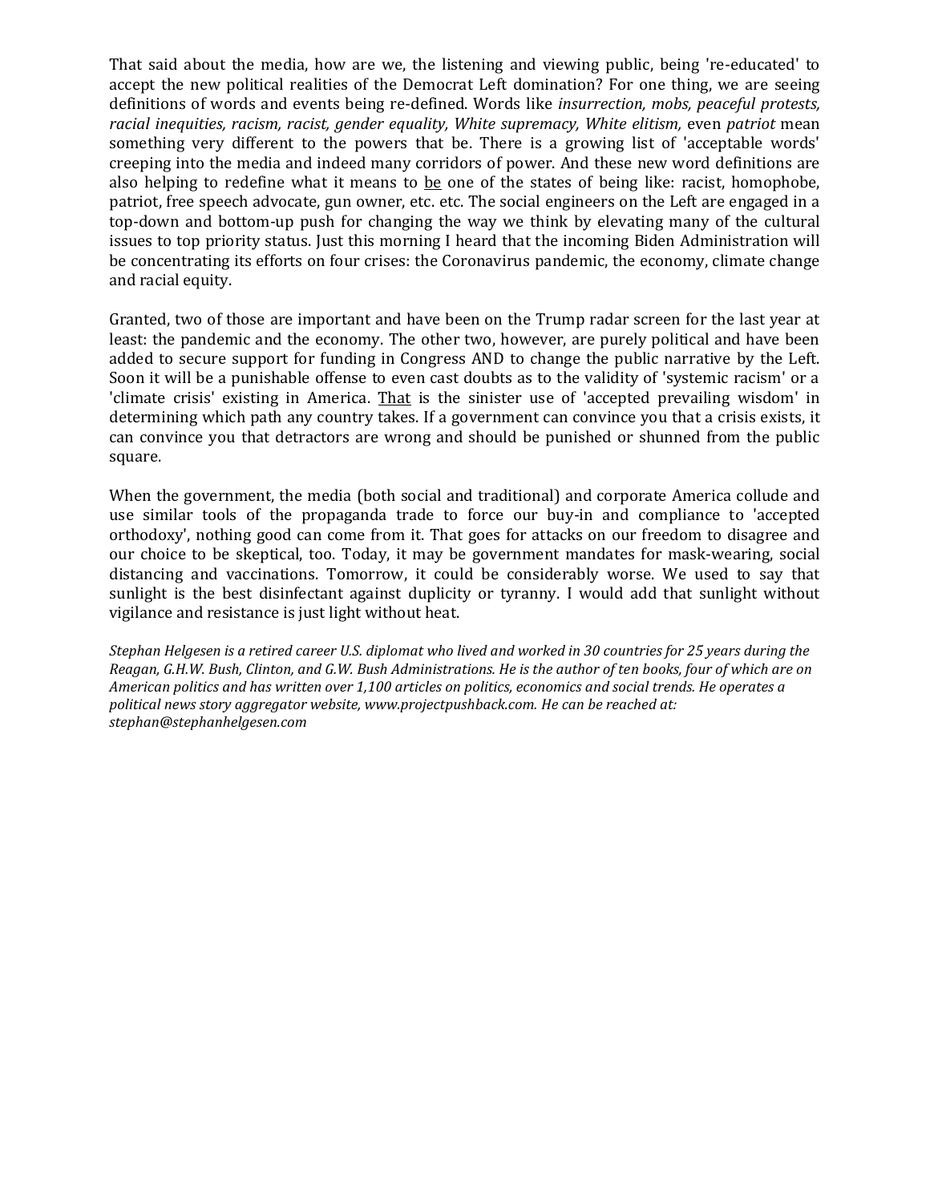That said about the media, how are we, the listening and viewing public, being 're-educated' to accept the new political realities of the Democrat Left domination? For one thing, we are seeing definitions of words and events being re-defined. Words like *insurrection, mobs, peaceful protests, racial inequities, racism, racist, gender equality, White supremacy, White elitism,* even *patriot* mean something very different to the powers that be. There is a growing list of 'acceptable words' creeping into the media and indeed many corridors of power. And these new word definitions are also helping to redefine what it means to <u>be</u> one of the states of being like: racist, homophobe, patriot, free speech advocate, gun owner, etc. etc. The social engineers on the Left are engaged in a top-down and bottom-up push for changing the way we think by elevating many of the cultural issues to top priority status. Just this morning I heard that the incoming Biden Administration will be concentrating its efforts on four crises: the Coronavirus pandemic, the economy, climate change and racial equity.

Granted, two of those are important and have been on the Trump radar screen for the last year at least: the pandemic and the economy. The other two, however, are purely political and have been added to secure support for funding in Congress AND to change the public narrative by the Left. Soon it will be a punishable offense to even cast doubts as to the validity of 'systemic racism' or a 'climate crisis' existing in America. <u>That</u> is the sinister use of 'accepted prevailing wisdom' in determining which path any country takes. If a government can convince you that a crisis exists, it can convince you that detractors are wrong and should be punished or shunned from the public square.

When the government, the media (both social and traditional) and corporate America collude and use similar tools of the propaganda trade to force our buy-in and compliance to 'accepted orthodoxy', nothing good can come from it. That goes for attacks on our freedom to disagree and our choice to be skeptical, too. Today, it may be government mandates for mask-wearing, social distancing and vaccinations. Tomorrow, it could be considerably worse. We used to say that sunlight is the best disinfectant against duplicity or tyranny. I would add that sunlight without vigilance and resistance is just light without heat.

*Stephan Helgesen is a retired career U.S. diplomat who lived and worked in 30 countries for 25 years during the Reagan, G.H.W. Bush, Clinton, and G.W. Bush Administrations. He is the author of ten books, four of which are on American politics and has written over 1,100 articles on politics, economics and social trends. He operates a political news story aggregator website, www.projectpushback.com. He can be reached at: stephan@stephanhelgesen.com*